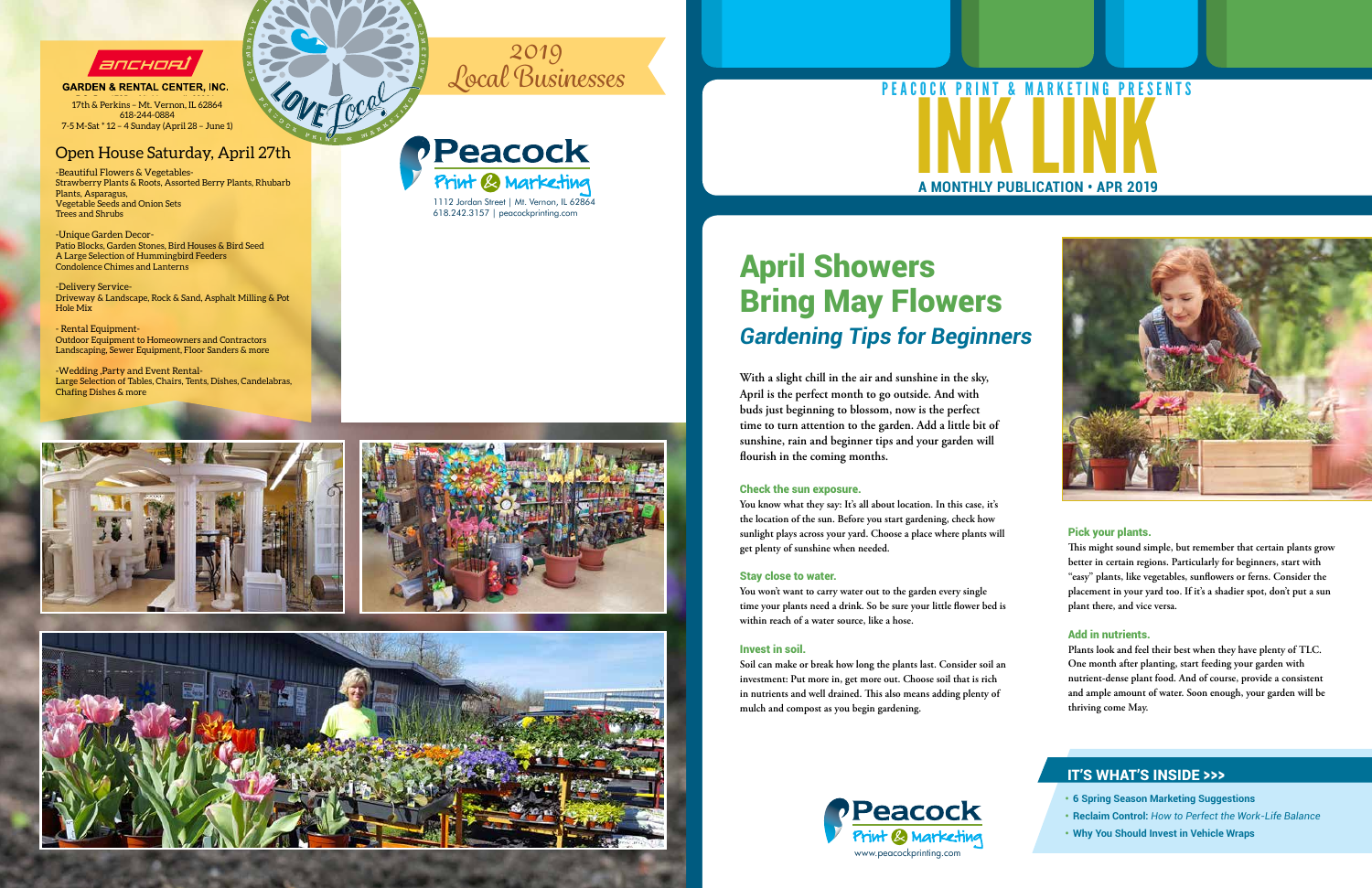## ANCHOR GARDEN & RENTAL CENTER, INC.

17th & Perkins – Mt. Vernon, IL 62864
618-244-0884
7-5 M-Sat * 12 – 4 Sunday (April 28 – June 1)

### Open House Saturday, April 27th

-Beautiful Flowers & Vegetables-
Strawberry Plants & Roots, Assorted Berry Plants, Rhubarb Plants, Asparagus,
Vegetable Seeds and Onion Sets
Trees and Shrubs

-Unique Garden Decor-
Patio Blocks, Garden Stones, Bird Houses & Bird Seed
A Large Selection of Hummingbird Feeders
Condolence Chimes and Lanterns

-Delivery Service-
Driveway & Landscape, Rock & Sand, Asphalt Milling & Pot Hole Mix

- Rental Equipment-
Outdoor Equipment to Homeowners and Contractors
Landscaping, Sewer Equipment, Floor Sanders & more

-Wedding ,Party and Event Rental-
Large Selection of Tables, Chairs, Tents, Dishes, Candelabras, Chafing Dishes & more

LOVE Local

2019 Local Businesses

Peacock Print & Marketing
1112 Jordan Street | Mt. Vernon, IL 62864
618.242.3157 | peacockprinting.com

PEACOCK PRINT & MARKETING PRESENTS

# INK LINK

A MONTHLY PUBLICATION • APR 2019

## April Showers Bring May Flowers

### *Gardening Tips for Beginners*

**With a slight chill in the air and sunshine in the sky, April is the perfect month to go outside. And with buds just beginning to blossom, now is the perfect time to turn attention to the garden. Add a little bit of sunshine, rain and beginner tips and your garden will flourish in the coming months.**

**Check the sun exposure.**
You know what they say: It's all about location. In this case, it's the location of the sun. Before you start gardening, check how sunlight plays across your yard. Choose a place where plants will get plenty of sunshine when needed.

**Stay close to water.**
You won't want to carry water out to the garden every single time your plants need a drink. So be sure your little flower bed is within reach of a water source, like a hose.

**Invest in soil.**
Soil can make or break how long the plants last. Consider soil an investment: Put more in, get more out. Choose soil that is rich in nutrients and well drained. This also means adding plenty of mulch and compost as you begin gardening.

**Pick your plants.**
This might sound simple, but remember that certain plants grow better in certain regions. Particularly for beginners, start with "easy" plants, like vegetables, sunflowers or ferns. Consider the placement in your yard too. If it's a shadier spot, don't put a sun plant there, and vice versa.

**Add in nutrients.**
Plants look and feel their best when they have plenty of TLC. One month after planting, start feeding your garden with nutrient-dense plant food. And of course, provide a consistent and ample amount of water. Soon enough, your garden will be thriving come May.

Peacock Print & Marketing
www.peacockprinting.com

### IT'S WHAT'S INSIDE >>>

- **6 Spring Season Marketing Suggestions**
- **Reclaim Control:** *How to Perfect the Work-Life Balance*
- **Why You Should Invest in Vehicle Wraps**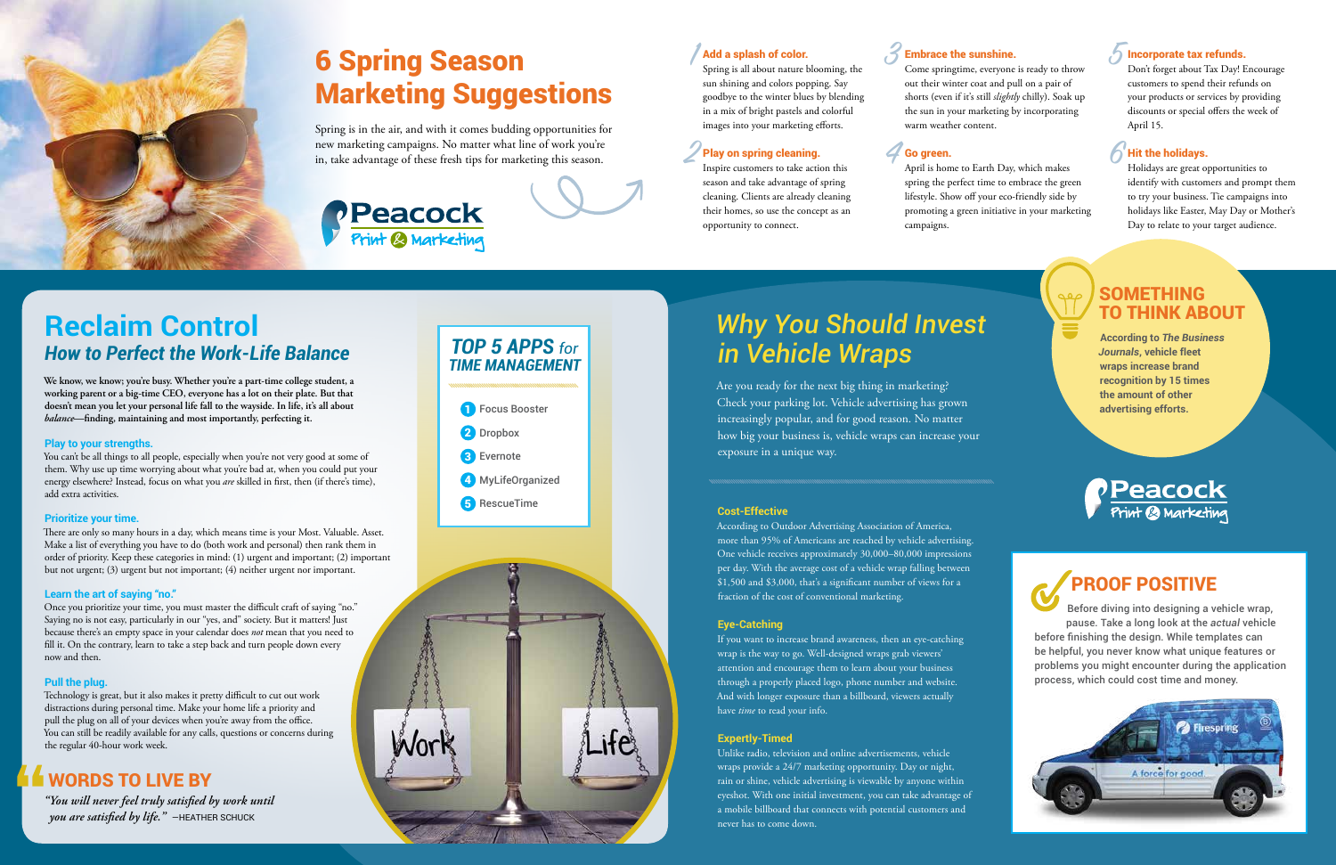# 6 Spring Season Marketing Suggestions

Spring is in the air, and with it comes budding opportunities for new marketing campaigns. No matter what line of work you're in, take advantage of these fresh tips for marketing this season.

Peacock Print & Marketing

### 1 Add a splash of color.

Spring is all about nature blooming, the sun shining and colors popping. Say goodbye to the winter blues by blending in a mix of bright pastels and colorful images into your marketing efforts.

### 2 Play on spring cleaning.

Inspire customers to take action this season and take advantage of spring cleaning. Clients are already cleaning their homes, so use the concept as an opportunity to connect.

### 3 Embrace the sunshine.

Come springtime, everyone is ready to throw out their winter coat and pull on a pair of shorts (even if it's still *slightly* chilly). Soak up the sun in your marketing by incorporating warm weather content.

### 4 Go green.

April is home to Earth Day, which makes spring the perfect time to embrace the green lifestyle. Show off your eco-friendly side by promoting a green initiative in your marketing campaigns.

### 5 Incorporate tax refunds.

Don't forget about Tax Day! Encourage customers to spend their refunds on your products or services by providing discounts or special offers the week of April 15.

### 6 Hit the holidays.

Holidays are great opportunities to identify with customers and prompt them to try your business. Tie campaigns into holidays like Easter, May Day or Mother's Day to relate to your target audience.

# Reclaim Control

## *How to Perfect the Work-Life Balance*

**We know, we know; you're busy. Whether you're a part-time college student, a working parent or a big-time CEO, everyone has a lot on their plate. But that doesn't mean you let your personal life fall to the wayside. In life, it's all about *balance*—finding, maintaining and most importantly, perfecting it.**

### Play to your strengths.

You can't be all things to all people, especially when you're not very good at some of them. Why use up time worrying about what you're bad at, when you could put your energy elsewhere? Instead, focus on what you *are* skilled in first, then (if there's time), add extra activities.

### Prioritize your time.

There are only so many hours in a day, which means time is your Most. Valuable. Asset. Make a list of everything you have to do (both work and personal) then rank them in order of priority. Keep these categories in mind: (1) urgent and important; (2) important but not urgent; (3) urgent but not important; (4) neither urgent nor important.

### Learn the art of saying "no."

Once you prioritize your time, you must master the difficult craft of saying "no." Saying no is not easy, particularly in our "yes, and" society. But it matters! Just because there's an empty space in your calendar does *not* mean that you need to fill it. On the contrary, learn to take a step back and turn people down every now and then.

### Pull the plug.

Technology is great, but it also makes it pretty difficult to cut out work distractions during personal time. Make your home life a priority and pull the plug on all of your devices when you're away from the office. You can still be readily available for any calls, questions or concerns during the regular 40-hour work week.

### WORDS TO LIVE BY

*"You will never feel truly satisfied by work until you are satisfied by life."* —HEATHER SCHUCK

### TOP 5 APPS *for* TIME MANAGEMENT

1. Focus Booster
2. Dropbox
3. Evernote
4. MyLifeOrganized
5. RescueTime

Work

Life

# *Why You Should Invest in Vehicle Wraps*

Are you ready for the next big thing in marketing? Check your parking lot. Vehicle advertising has grown increasingly popular, and for good reason. No matter how big your business is, vehicle wraps can increase your exposure in a unique way.

### Cost-Effective

According to Outdoor Advertising Association of America, more than 95% of Americans are reached by vehicle advertising. One vehicle receives approximately 30,000–80,000 impressions per day. With the average cost of a vehicle wrap falling between $1,500 and $3,000, that's a significant number of views for a fraction of the cost of conventional marketing.

### Eye-Catching

If you want to increase brand awareness, then an eye-catching wrap is the way to go. Well-designed wraps grab viewers' attention and encourage them to learn about your business through a properly placed logo, phone number and website. And with longer exposure than a billboard, viewers actually have *time* to read your info.

### Expertly-Timed

Unlike radio, television and online advertisements, vehicle wraps provide a 24/7 marketing opportunity. Day or night, rain or shine, vehicle advertising is viewable by anyone within eyeshot. With one initial investment, you can take advantage of a mobile billboard that connects with potential customers and never has to come down.

### SOMETHING TO THINK ABOUT

**According to *The Business Journals*, vehicle fleet wraps increase brand recognition by 15 times the amount of other advertising efforts.**

Peacock Print & Marketing

### PROOF POSITIVE

Before diving into designing a vehicle wrap, pause. Take a long look at the *actual* vehicle before finishing the design. While templates can be helpful, you never know what unique features or problems you might encounter during the application process, which could cost time and money.

Firespring

A force for good.